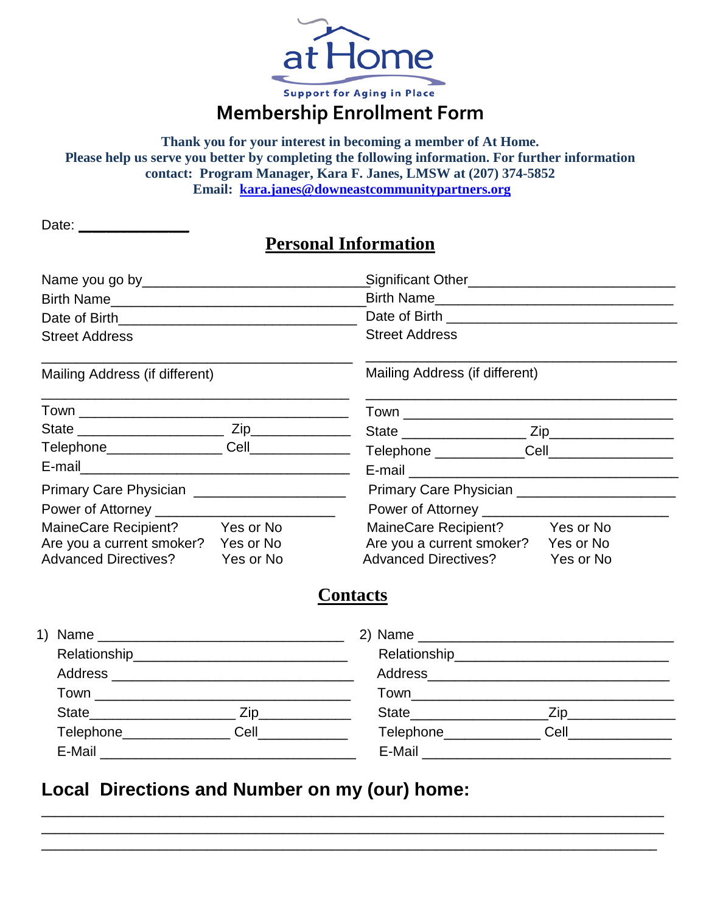# at Home

Support for Aging in Place

## Membership Enrollment Form

**Thank you for your interest in becoming a member of At Home.**
**Please help us serve you better by completing the following information. For further information contact: Program Manager, Kara F. Janes, LMSW at (207) 374-5852**
**Email: kara.janes@downeastcommunitypartners.org**

Date: ______________

## Personal Information

Name you go by____________________________

Birth Name________________________________

Date of Birth______________________________

Street Address

________________________________________

Mailing Address (if different)

________________________________________

Town ____________________________________

State __________________ Zip____________

Telephone______________ Cell____________

E-mail___________________________________

Primary Care Physician ___________________

Power of Attorney ______________________

MaineCare Recipient? Yes or No

Are you a current smoker? Yes or No

Advanced Directives? Yes or No

Significant Other________________________

Birth Name______________________________

Date of Birth ____________________________

Street Address

________________________________________

Mailing Address (if different)

________________________________________

Town ___________________________________

State _______________ Zip_______________

Telephone ___________Cell_______________

E-mail __________________________________

Primary Care Physician ___________________

Power of Attorney _______________________

MaineCare Recipient? Yes or No

Are you a current smoker? Yes or No

Advanced Directives? Yes or No

## Contacts

1) Name ________________________________

Relationship_____________________________

Address ________________________________

Town ___________________________________

State__________________ Zip___________

Telephone_____________ Cell___________

E-Mail _________________________________

2) Name ________________________________

Relationship_____________________________

Address_________________________________

Town___________________________________

State________________Zip_____________

Telephone____________ Cell_____________

E-Mail _________________________________

### Local Directions and Number on my (our) home:

____________________________________________________________________________

____________________________________________________________________________

____________________________________________________________________________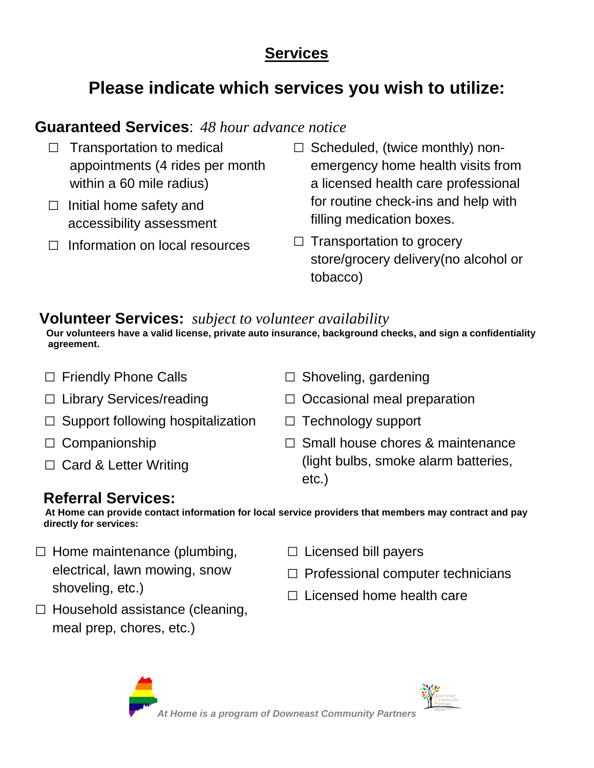## Services

# Please indicate which services you wish to utilize:

**Guaranteed Services**: *48 hour advance notice*

- ☐ Transportation to medical appointments (4 rides per month within a 60 mile radius)
- ☐ Initial home safety and accessibility assessment
- ☐ Information on local resources
- ☐ Scheduled, (twice monthly) non-emergency home health visits from a licensed health care professional for routine check-ins and help with filling medication boxes.
- ☐ Transportation to grocery store/grocery delivery(no alcohol or tobacco)

**Volunteer Services:** *subject to volunteer availability*

**Our volunteers have a valid license, private auto insurance, background checks, and sign a confidentiality agreement.**

- ☐ Friendly Phone Calls
- ☐ Library Services/reading
- ☐ Support following hospitalization
- ☐ Companionship
- ☐ Card & Letter Writing
- ☐ Shoveling, gardening
- ☐ Occasional meal preparation
- ☐ Technology support
- ☐ Small house chores & maintenance (light bulbs, smoke alarm batteries, etc.)

**Referral Services:**

**At Home can provide contact information for local service providers that members may contract and pay directly for services:**

- ☐ Home maintenance (plumbing, electrical, lawn mowing, snow shoveling, etc.)
- ☐ Household assistance (cleaning, meal prep, chores, etc.)
- ☐ Licensed bill payers
- ☐ Professional computer technicians
- ☐ Licensed home health care

*At Home is a program of Downeast Community Partners*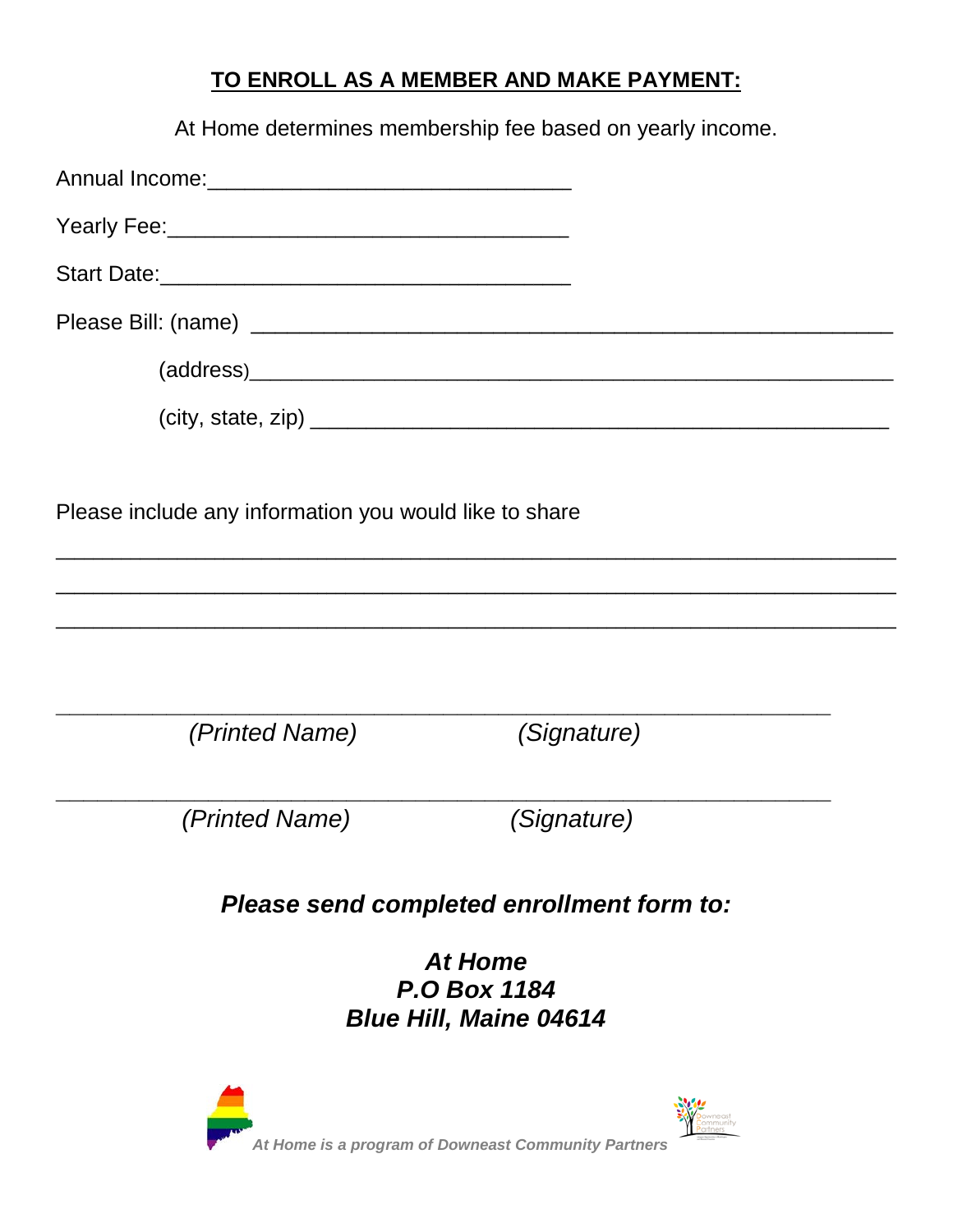**TO ENROLL AS A MEMBER AND MAKE PAYMENT:**

At Home determines membership fee based on yearly income.

Annual Income:______________________________

Yearly Fee:_________________________________

Start Date:_________________________________

Please Bill: (name) ____________________________________________________

(address)____________________________________________________

(city, state, zip) ______________________________________________

Please include any information you would like to share

_____________________________________________________________________

_____________________________________________________________________

_____________________________________________________________________

_______________________________________________________________

*(Printed Name)* *(Signature)*

_______________________________________________________________

*(Printed Name)* *(Signature)*

***Please send completed enrollment form to:***

***At Home***
***P.O Box 1184***
***Blue Hill, Maine 04614***

***At Home is a program of Downeast Community Partners***